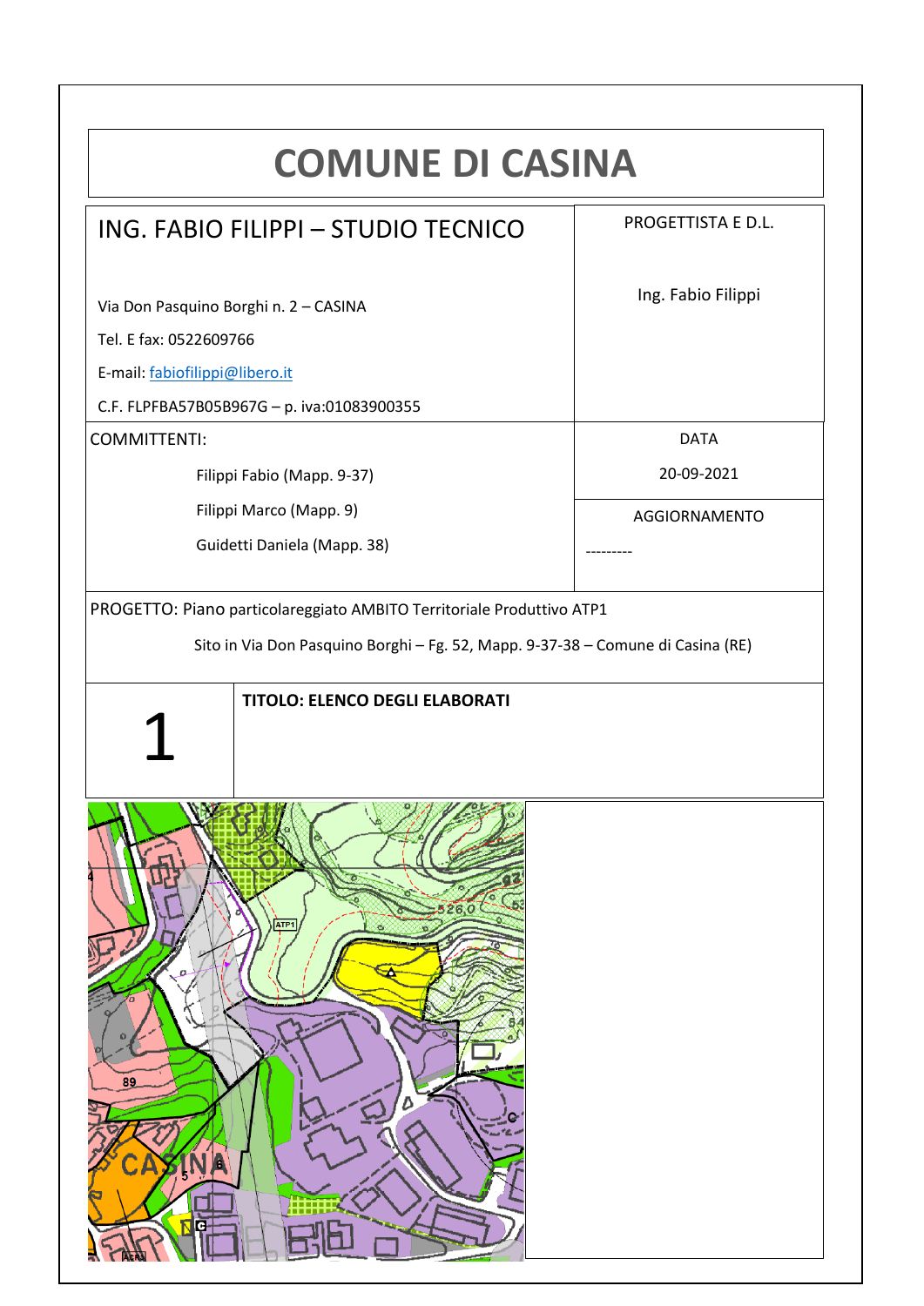# COMUNE DI CASINA

| | |
|---|---|
| ING. FABIO FILIPPI – STUDIO TECNICO<br><br>Via Don Pasquino Borghi n. 2 – CASINA<br>Tel. E fax: 0522609766<br>E-mail: fabiofilippi@libero.it<br>C.F. FLPFBA57B05B967G – p. iva:01083900355 | PROGETTISTA E D.L.<br><br>Ing. Fabio Filippi |
| COMMITTENTI:<br>Filippi Fabio (Mapp. 9-37)<br>Filippi Marco (Mapp. 9)<br>Guidetti Daniela (Mapp. 38) | DATA<br>20-09-2021<br><br>AGGIORNAMENTO<br>--------- |

PROGETTO: Piano particolareggiato AMBITO Territoriale Produttivo ATP1

Sito in Via Don Pasquino Borghi – Fg. 52, Mapp. 9-37-38 – Comune di Casina (RE)

| | |
|---|---|
| 1 | **TITOLO: ELENCO DEGLI ELABORATI** |

ATP1

526,0

89

CASINA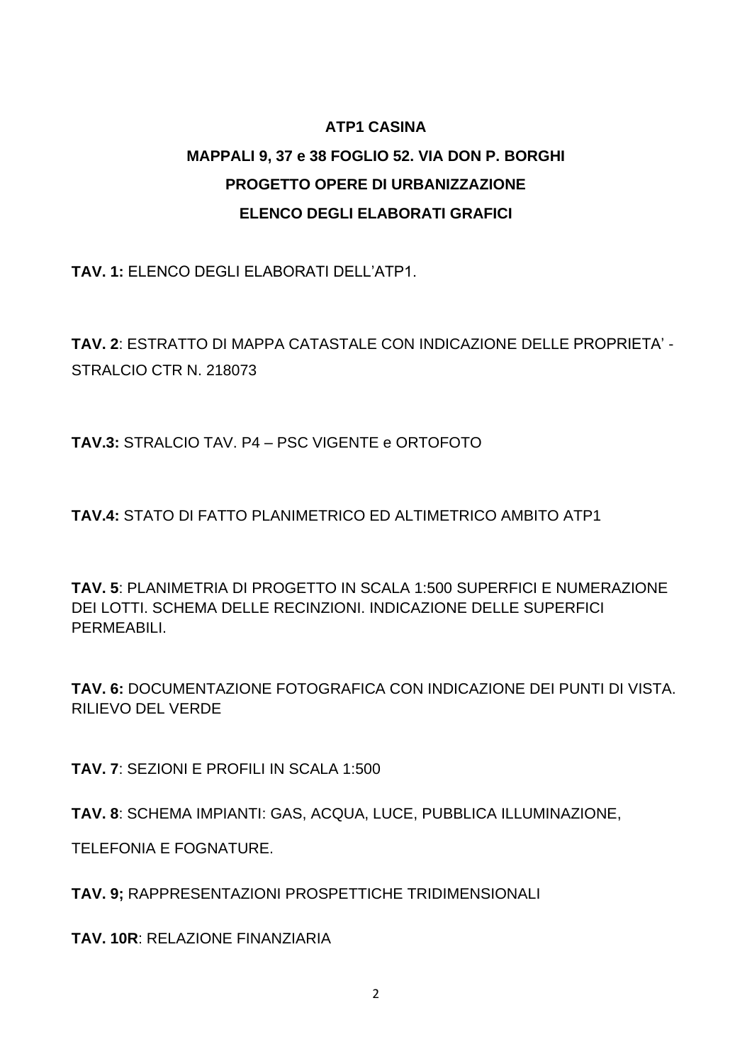**ATP1 CASINA**

**MAPPALI 9, 37 e 38 FOGLIO 52. VIA DON P. BORGHI**

**PROGETTO OPERE DI URBANIZZAZIONE**

**ELENCO DEGLI ELABORATI GRAFICI**

**TAV. 1:** ELENCO DEGLI ELABORATI DELL'ATP1.

**TAV. 2**: ESTRATTO DI MAPPA CATASTALE CON INDICAZIONE DELLE PROPRIETA' - STRALCIO CTR N. 218073

**TAV.3:** STRALCIO TAV. P4 – PSC VIGENTE e ORTOFOTO

**TAV.4:** STATO DI FATTO PLANIMETRICO ED ALTIMETRICO AMBITO ATP1

**TAV. 5**: PLANIMETRIA DI PROGETTO IN SCALA 1:500 SUPERFICI E NUMERAZIONE DEI LOTTI. SCHEMA DELLE RECINZIONI. INDICAZIONE DELLE SUPERFICI PERMEABILI.

**TAV. 6:** DOCUMENTAZIONE FOTOGRAFICA CON INDICAZIONE DEI PUNTI DI VISTA. RILIEVO DEL VERDE

**TAV. 7**: SEZIONI E PROFILI IN SCALA 1:500

**TAV. 8**: SCHEMA IMPIANTI: GAS, ACQUA, LUCE, PUBBLICA ILLUMINAZIONE, TELEFONIA E FOGNATURE.

**TAV. 9;** RAPPRESENTAZIONI PROSPETTICHE TRIDIMENSIONALI

**TAV. 10R**: RELAZIONE FINANZIARIA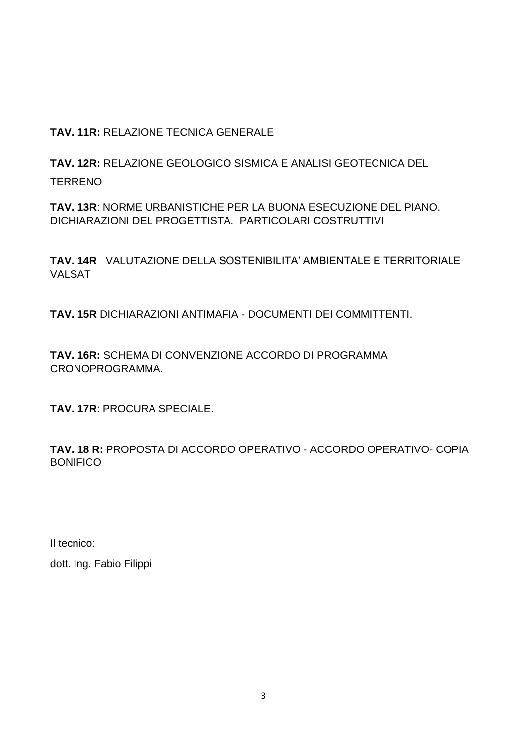**TAV. 11R:** RELAZIONE TECNICA GENERALE

**TAV. 12R:** RELAZIONE GEOLOGICO SISMICA E ANALISI GEOTECNICA DEL TERRENO

**TAV. 13R**: NORME URBANISTICHE PER LA BUONA ESECUZIONE DEL PIANO. DICHIARAZIONI DEL PROGETTISTA. PARTICOLARI COSTRUTTIVI

**TAV. 14R** VALUTAZIONE DELLA SOSTENIBILITA' AMBIENTALE E TERRITORIALE VALSAT

**TAV. 15R** DICHIARAZIONI ANTIMAFIA - DOCUMENTI DEI COMMITTENTI.

**TAV. 16R:** SCHEMA DI CONVENZIONE ACCORDO DI PROGRAMMA CRONOPROGRAMMA.

**TAV. 17R**: PROCURA SPECIALE.

**TAV. 18 R:** PROPOSTA DI ACCORDO OPERATIVO - ACCORDO OPERATIVO- COPIA BONIFICO

Il tecnico:

dott. Ing. Fabio Filippi